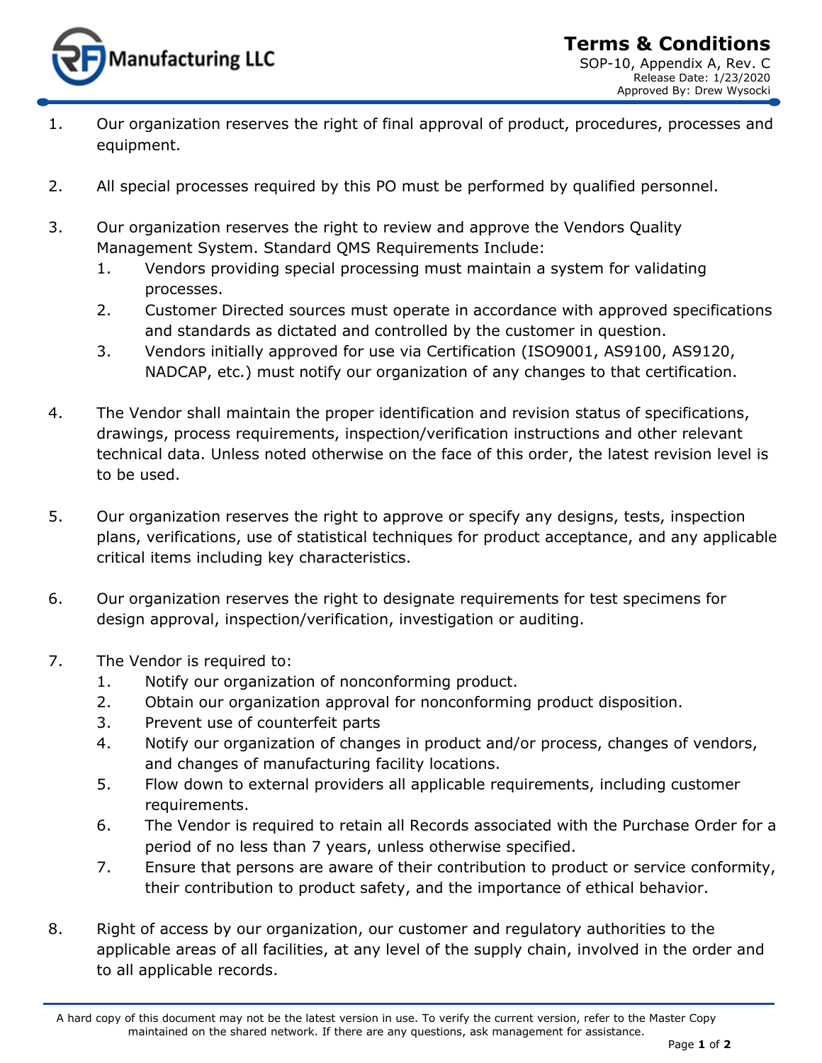**RF Manufacturing LLC**

# Terms & Conditions

SOP-10, Appendix A, Rev. C
Release Date: 1/23/2020
Approved By: Drew Wysocki

1. Our organization reserves the right of final approval of product, procedures, processes and equipment.

2. All special processes required by this PO must be performed by qualified personnel.

3. Our organization reserves the right to review and approve the Vendors Quality Management System. Standard QMS Requirements Include:
    1. Vendors providing special processing must maintain a system for validating processes.
    2. Customer Directed sources must operate in accordance with approved specifications and standards as dictated and controlled by the customer in question.
    3. Vendors initially approved for use via Certification (ISO9001, AS9100, AS9120, NADCAP, etc.) must notify our organization of any changes to that certification.

4. The Vendor shall maintain the proper identification and revision status of specifications, drawings, process requirements, inspection/verification instructions and other relevant technical data. Unless noted otherwise on the face of this order, the latest revision level is to be used.

5. Our organization reserves the right to approve or specify any designs, tests, inspection plans, verifications, use of statistical techniques for product acceptance, and any applicable critical items including key characteristics.

6. Our organization reserves the right to designate requirements for test specimens for design approval, inspection/verification, investigation or auditing.

7. The Vendor is required to:
    1. Notify our organization of nonconforming product.
    2. Obtain our organization approval for nonconforming product disposition.
    3. Prevent use of counterfeit parts
    4. Notify our organization of changes in product and/or process, changes of vendors, and changes of manufacturing facility locations.
    5. Flow down to external providers all applicable requirements, including customer requirements.
    6. The Vendor is required to retain all Records associated with the Purchase Order for a period of no less than 7 years, unless otherwise specified.
    7. Ensure that persons are aware of their contribution to product or service conformity, their contribution to product safety, and the importance of ethical behavior.

8. Right of access by our organization, our customer and regulatory authorities to the applicable areas of all facilities, at any level of the supply chain, involved in the order and to all applicable records.

A hard copy of this document may not be the latest version in use. To verify the current version, refer to the Master Copy maintained on the shared network. If there are any questions, ask management for assistance.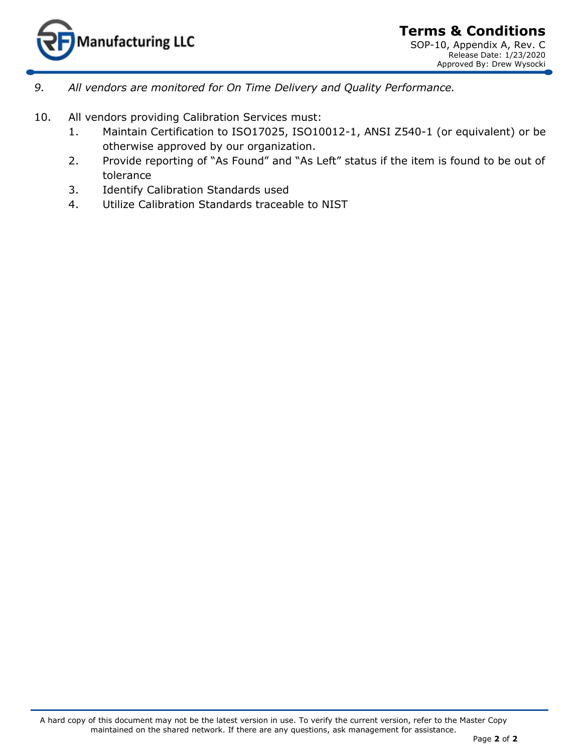9. *All vendors are monitored for On Time Delivery and Quality Performance.*

10. All vendors providing Calibration Services must:
    1. Maintain Certification to ISO17025, ISO10012-1, ANSI Z540-1 (or equivalent) or be otherwise approved by our organization.
    2. Provide reporting of "As Found" and "As Left" status if the item is found to be out of tolerance
    3. Identify Calibration Standards used
    4. Utilize Calibration Standards traceable to NIST